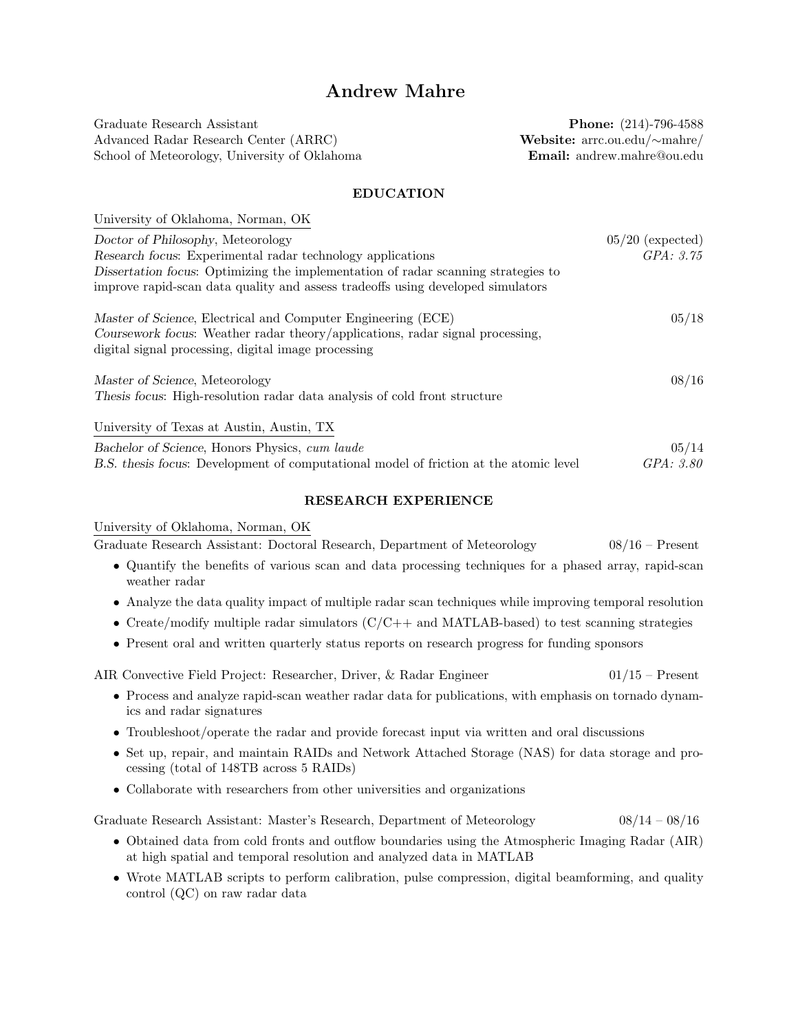# Andrew Mahre

Graduate Research Assistant
Advanced Radar Research Center (ARRC)
School of Meteorology, University of Oklahoma

**Phone:** (214)-796-4588
**Website:** arrc.ou.edu/∼mahre/
**Email:** andrew.mahre@ou.edu

## EDUCATION

University of Oklahoma, Norman, OK

*Doctor of Philosophy*, Meteorology — 05/20 (expected)
*Research focus*: Experimental radar technology applications — *GPA: 3.75*
*Dissertation focus*: Optimizing the implementation of radar scanning strategies to improve rapid-scan data quality and assess tradeoffs using developed simulators

*Master of Science*, Electrical and Computer Engineering (ECE) — 05/18
*Coursework focus*: Weather radar theory/applications, radar signal processing, digital signal processing, digital image processing

*Master of Science*, Meteorology — 08/16
*Thesis focus*: High-resolution radar data analysis of cold front structure

University of Texas at Austin, Austin, TX

*Bachelor of Science*, Honors Physics, *cum laude* — 05/14
*B.S. thesis focus*: Development of computational model of friction at the atomic level — *GPA: 3.80*

## RESEARCH EXPERIENCE

University of Oklahoma, Norman, OK

Graduate Research Assistant: Doctoral Research, Department of Meteorology — 08/16 – Present

- Quantify the benefits of various scan and data processing techniques for a phased array, rapid-scan weather radar
- Analyze the data quality impact of multiple radar scan techniques while improving temporal resolution
- Create/modify multiple radar simulators (C/C++ and MATLAB-based) to test scanning strategies
- Present oral and written quarterly status reports on research progress for funding sponsors

AIR Convective Field Project: Researcher, Driver, & Radar Engineer — 01/15 – Present

- Process and analyze rapid-scan weather radar data for publications, with emphasis on tornado dynamics and radar signatures
- Troubleshoot/operate the radar and provide forecast input via written and oral discussions
- Set up, repair, and maintain RAIDs and Network Attached Storage (NAS) for data storage and processing (total of 148TB across 5 RAIDs)
- Collaborate with researchers from other universities and organizations

Graduate Research Assistant: Master's Research, Department of Meteorology — 08/14 – 08/16

- Obtained data from cold fronts and outflow boundaries using the Atmospheric Imaging Radar (AIR) at high spatial and temporal resolution and analyzed data in MATLAB
- Wrote MATLAB scripts to perform calibration, pulse compression, digital beamforming, and quality control (QC) on raw radar data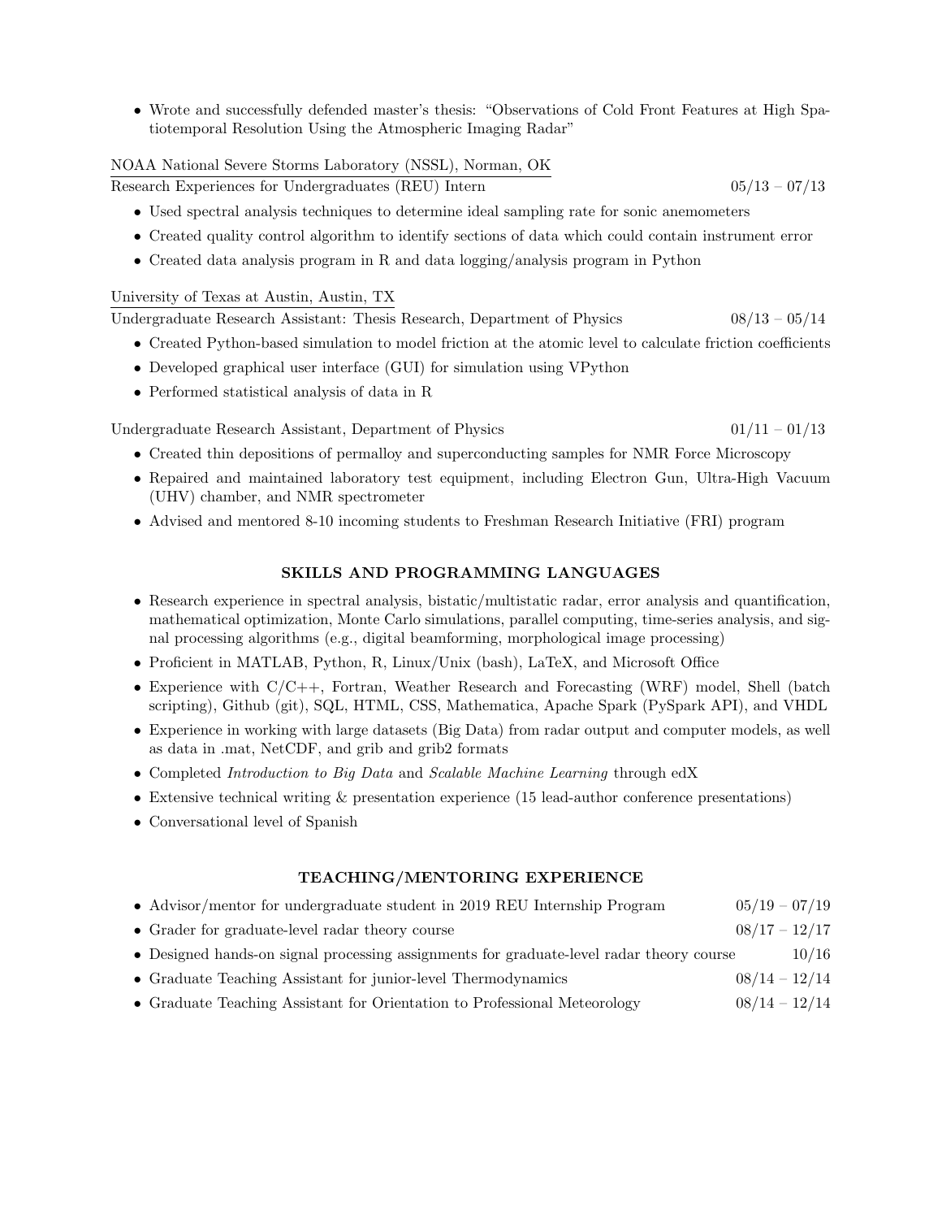- Wrote and successfully defended master's thesis: "Observations of Cold Front Features at High Spatiotemporal Resolution Using the Atmospheric Imaging Radar"

NOAA National Severe Storms Laboratory (NSSL), Norman, OK
Research Experiences for Undergraduates (REU) Intern — 05/13 – 07/13

- Used spectral analysis techniques to determine ideal sampling rate for sonic anemometers
- Created quality control algorithm to identify sections of data which could contain instrument error
- Created data analysis program in R and data logging/analysis program in Python

University of Texas at Austin, Austin, TX
Undergraduate Research Assistant: Thesis Research, Department of Physics — 08/13 – 05/14

- Created Python-based simulation to model friction at the atomic level to calculate friction coefficients
- Developed graphical user interface (GUI) for simulation using VPython
- Performed statistical analysis of data in R

Undergraduate Research Assistant, Department of Physics — 01/11 – 01/13

- Created thin depositions of permalloy and superconducting samples for NMR Force Microscopy
- Repaired and maintained laboratory test equipment, including Electron Gun, Ultra-High Vacuum (UHV) chamber, and NMR spectrometer
- Advised and mentored 8-10 incoming students to Freshman Research Initiative (FRI) program

## SKILLS AND PROGRAMMING LANGUAGES

- Research experience in spectral analysis, bistatic/multistatic radar, error analysis and quantification, mathematical optimization, Monte Carlo simulations, parallel computing, time-series analysis, and signal processing algorithms (e.g., digital beamforming, morphological image processing)
- Proficient in MATLAB, Python, R, Linux/Unix (bash), LaTeX, and Microsoft Office
- Experience with C/C++, Fortran, Weather Research and Forecasting (WRF) model, Shell (batch scripting), Github (git), SQL, HTML, CSS, Mathematica, Apache Spark (PySpark API), and VHDL
- Experience in working with large datasets (Big Data) from radar output and computer models, as well as data in .mat, NetCDF, and grib and grib2 formats
- Completed *Introduction to Big Data* and *Scalable Machine Learning* through edX
- Extensive technical writing & presentation experience (15 lead-author conference presentations)
- Conversational level of Spanish

## TEACHING/MENTORING EXPERIENCE

- Advisor/mentor for undergraduate student in 2019 REU Internship Program — 05/19 – 07/19
- Grader for graduate-level radar theory course — 08/17 – 12/17
- Designed hands-on signal processing assignments for graduate-level radar theory course — 10/16
- Graduate Teaching Assistant for junior-level Thermodynamics — 08/14 – 12/14
- Graduate Teaching Assistant for Orientation to Professional Meteorology — 08/14 – 12/14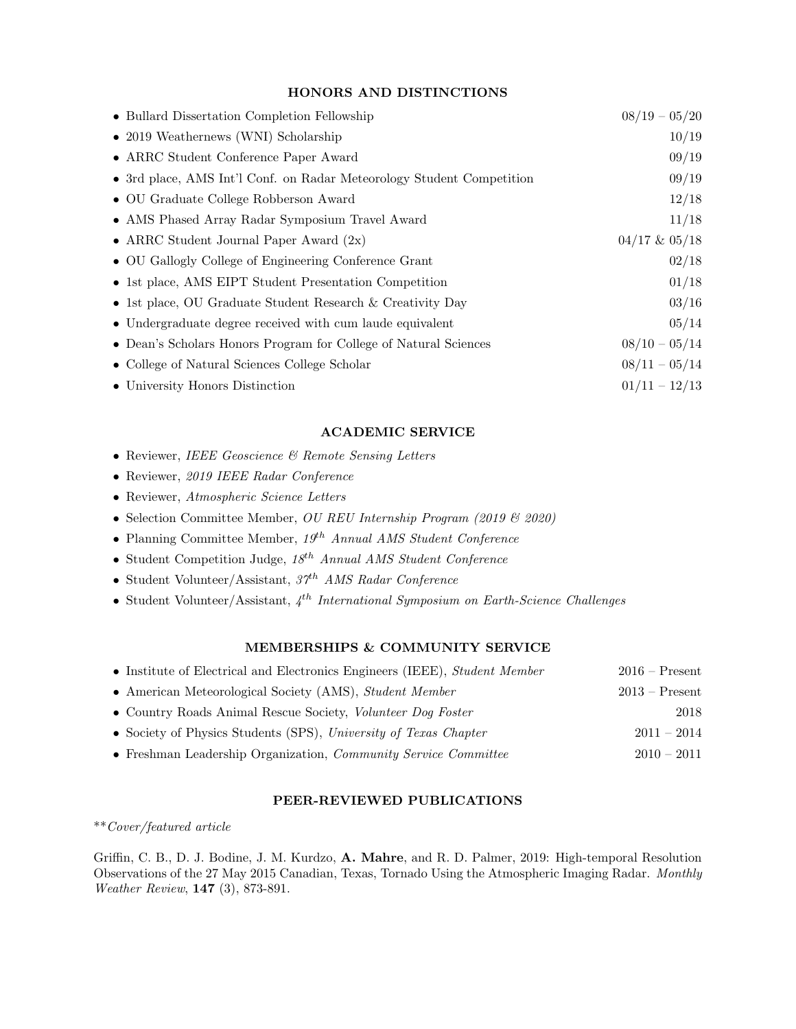## HONORS AND DISTINCTIONS

- Bullard Dissertation Completion Fellowship — 08/19 – 05/20
- 2019 Weathernews (WNI) Scholarship — 10/19
- ARRC Student Conference Paper Award — 09/19
- 3rd place, AMS Int'l Conf. on Radar Meteorology Student Competition — 09/19
- OU Graduate College Robberson Award — 12/18
- AMS Phased Array Radar Symposium Travel Award — 11/18
- ARRC Student Journal Paper Award (2x) — 04/17 & 05/18
- OU Gallogly College of Engineering Conference Grant — 02/18
- 1st place, AMS EIPT Student Presentation Competition — 01/18
- 1st place, OU Graduate Student Research & Creativity Day — 03/16
- Undergraduate degree received with cum laude equivalent — 05/14
- Dean's Scholars Honors Program for College of Natural Sciences — 08/10 – 05/14
- College of Natural Sciences College Scholar — 08/11 – 05/14
- University Honors Distinction — 01/11 – 12/13

## ACADEMIC SERVICE

- Reviewer, *IEEE Geoscience & Remote Sensing Letters*
- Reviewer, *2019 IEEE Radar Conference*
- Reviewer, *Atmospheric Science Letters*
- Selection Committee Member, *OU REU Internship Program (2019 & 2020)*
- Planning Committee Member, *19th Annual AMS Student Conference*
- Student Competition Judge, *18th Annual AMS Student Conference*
- Student Volunteer/Assistant, *37th AMS Radar Conference*
- Student Volunteer/Assistant, *4th International Symposium on Earth-Science Challenges*

## MEMBERSHIPS & COMMUNITY SERVICE

- Institute of Electrical and Electronics Engineers (IEEE), *Student Member* — 2016 – Present
- American Meteorological Society (AMS), *Student Member* — 2013 – Present
- Country Roads Animal Rescue Society, *Volunteer Dog Foster* — 2018
- Society of Physics Students (SPS), *University of Texas Chapter* — 2011 – 2014
- Freshman Leadership Organization, *Community Service Committee* — 2010 – 2011

## PEER-REVIEWED PUBLICATIONS

***Cover/featured article*

Griffin, C. B., D. J. Bodine, J. M. Kurdzo, **A. Mahre**, and R. D. Palmer, 2019: High-temporal Resolution Observations of the 27 May 2015 Canadian, Texas, Tornado Using the Atmospheric Imaging Radar. *Monthly Weather Review*, **147** (3), 873-891.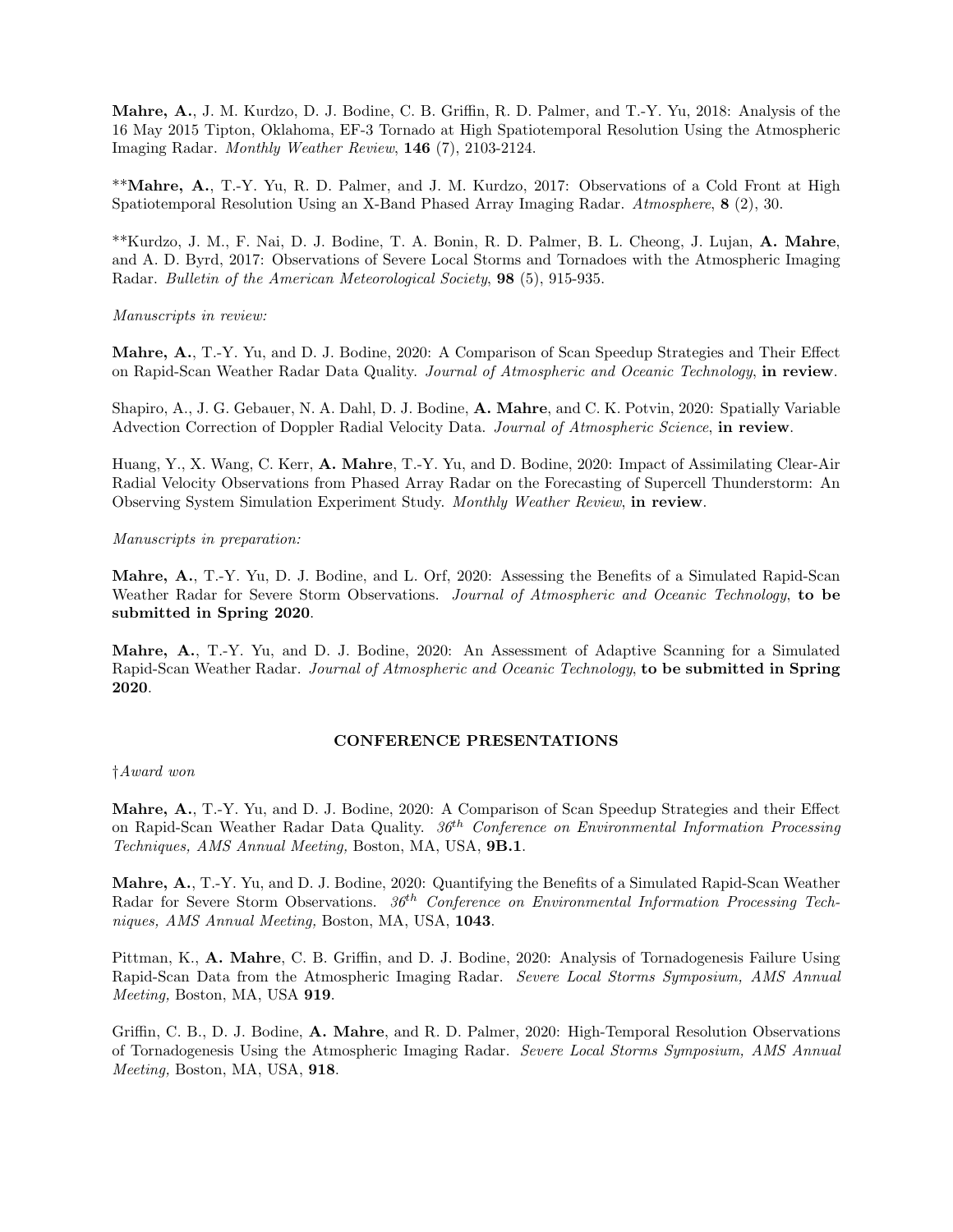**Mahre, A.**, J. M. Kurdzo, D. J. Bodine, C. B. Griffin, R. D. Palmer, and T.-Y. Yu, 2018: Analysis of the 16 May 2015 Tipton, Oklahoma, EF-3 Tornado at High Spatiotemporal Resolution Using the Atmospheric Imaging Radar. *Monthly Weather Review*, **146** (7), 2103-2124.

**\*\*Mahre, A.**, T.-Y. Yu, R. D. Palmer, and J. M. Kurdzo, 2017: Observations of a Cold Front at High Spatiotemporal Resolution Using an X-Band Phased Array Imaging Radar. *Atmosphere*, **8** (2), 30.

\*\*Kurdzo, J. M., F. Nai, D. J. Bodine, T. A. Bonin, R. D. Palmer, B. L. Cheong, J. Lujan, **A. Mahre**, and A. D. Byrd, 2017: Observations of Severe Local Storms and Tornadoes with the Atmospheric Imaging Radar. *Bulletin of the American Meteorological Society*, **98** (5), 915-935.

*Manuscripts in review:*

**Mahre, A.**, T.-Y. Yu, and D. J. Bodine, 2020: A Comparison of Scan Speedup Strategies and Their Effect on Rapid-Scan Weather Radar Data Quality. *Journal of Atmospheric and Oceanic Technology*, **in review**.

Shapiro, A., J. G. Gebauer, N. A. Dahl, D. J. Bodine, **A. Mahre**, and C. K. Potvin, 2020: Spatially Variable Advection Correction of Doppler Radial Velocity Data. *Journal of Atmospheric Science*, **in review**.

Huang, Y., X. Wang, C. Kerr, **A. Mahre**, T.-Y. Yu, and D. Bodine, 2020: Impact of Assimilating Clear-Air Radial Velocity Observations from Phased Array Radar on the Forecasting of Supercell Thunderstorm: An Observing System Simulation Experiment Study. *Monthly Weather Review*, **in review**.

*Manuscripts in preparation:*

**Mahre, A.**, T.-Y. Yu, D. J. Bodine, and L. Orf, 2020: Assessing the Benefits of a Simulated Rapid-Scan Weather Radar for Severe Storm Observations. *Journal of Atmospheric and Oceanic Technology*, **to be submitted in Spring 2020**.

**Mahre, A.**, T.-Y. Yu, and D. J. Bodine, 2020: An Assessment of Adaptive Scanning for a Simulated Rapid-Scan Weather Radar. *Journal of Atmospheric and Oceanic Technology*, **to be submitted in Spring 2020**.

## CONFERENCE PRESENTATIONS

†*Award won*

**Mahre, A.**, T.-Y. Yu, and D. J. Bodine, 2020: A Comparison of Scan Speedup Strategies and their Effect on Rapid-Scan Weather Radar Data Quality. *36th Conference on Environmental Information Processing Techniques, AMS Annual Meeting,* Boston, MA, USA, **9B.1**.

**Mahre, A.**, T.-Y. Yu, and D. J. Bodine, 2020: Quantifying the Benefits of a Simulated Rapid-Scan Weather Radar for Severe Storm Observations. *36th Conference on Environmental Information Processing Techniques, AMS Annual Meeting,* Boston, MA, USA, **1043**.

Pittman, K., **A. Mahre**, C. B. Griffin, and D. J. Bodine, 2020: Analysis of Tornadogenesis Failure Using Rapid-Scan Data from the Atmospheric Imaging Radar. *Severe Local Storms Symposium, AMS Annual Meeting,* Boston, MA, USA **919**.

Griffin, C. B., D. J. Bodine, **A. Mahre**, and R. D. Palmer, 2020: High-Temporal Resolution Observations of Tornadogenesis Using the Atmospheric Imaging Radar. *Severe Local Storms Symposium, AMS Annual Meeting,* Boston, MA, USA, **918**.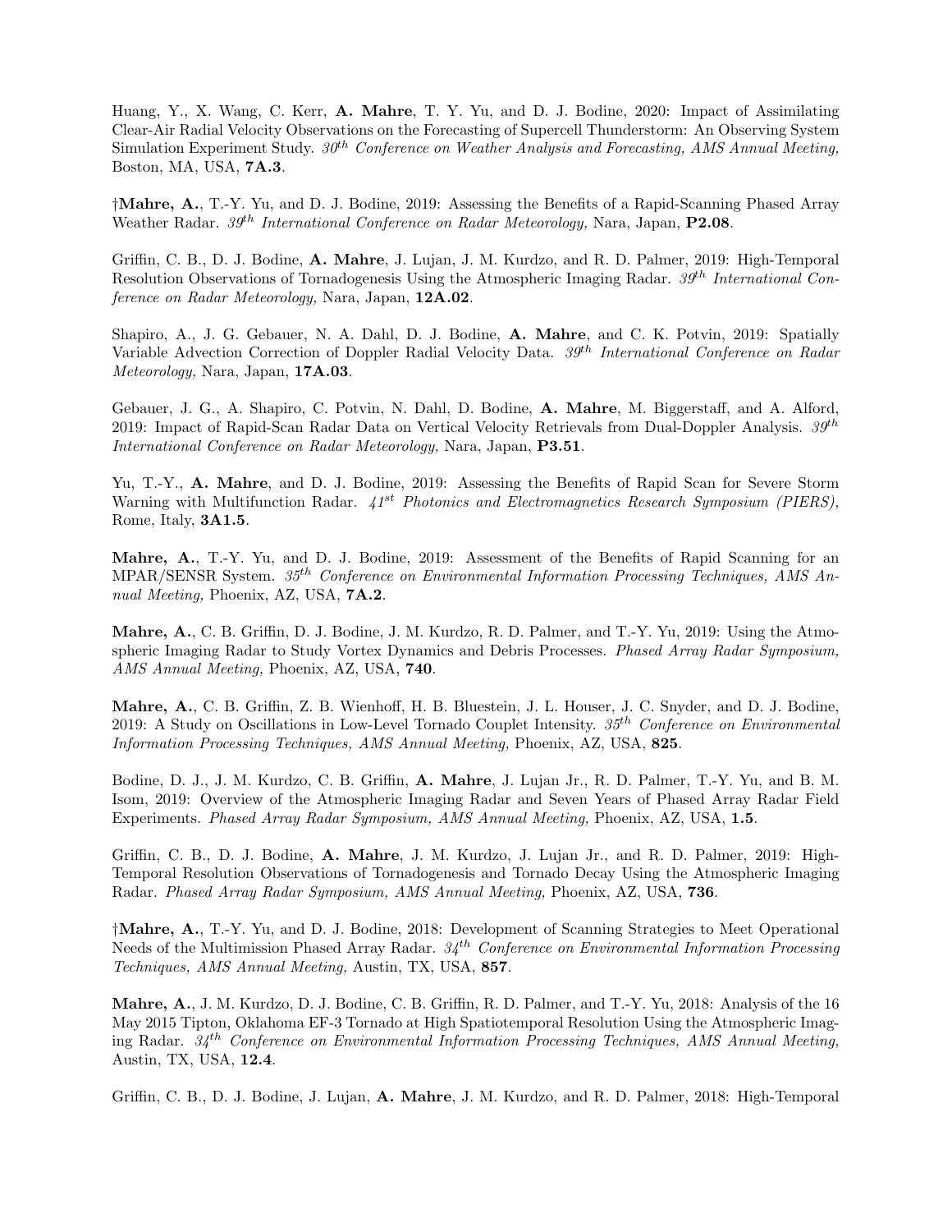Huang, Y., X. Wang, C. Kerr, **A. Mahre**, T. Y. Yu, and D. J. Bodine, 2020: Impact of Assimilating Clear-Air Radial Velocity Observations on the Forecasting of Supercell Thunderstorm: An Observing System Simulation Experiment Study. *30th Conference on Weather Analysis and Forecasting, AMS Annual Meeting,* Boston, MA, USA, **7A.3**.

†**Mahre, A.**, T.-Y. Yu, and D. J. Bodine, 2019: Assessing the Benefits of a Rapid-Scanning Phased Array Weather Radar. *39th International Conference on Radar Meteorology,* Nara, Japan, **P2.08**.

Griffin, C. B., D. J. Bodine, **A. Mahre**, J. Lujan, J. M. Kurdzo, and R. D. Palmer, 2019: High-Temporal Resolution Observations of Tornadogenesis Using the Atmospheric Imaging Radar. *39th International Conference on Radar Meteorology,* Nara, Japan, **12A.02**.

Shapiro, A., J. G. Gebauer, N. A. Dahl, D. J. Bodine, **A. Mahre**, and C. K. Potvin, 2019: Spatially Variable Advection Correction of Doppler Radial Velocity Data. *39th International Conference on Radar Meteorology,* Nara, Japan, **17A.03**.

Gebauer, J. G., A. Shapiro, C. Potvin, N. Dahl, D. Bodine, **A. Mahre**, M. Biggerstaff, and A. Alford, 2019: Impact of Rapid-Scan Radar Data on Vertical Velocity Retrievals from Dual-Doppler Analysis. *39th International Conference on Radar Meteorology,* Nara, Japan, **P3.51**.

Yu, T.-Y., **A. Mahre**, and D. J. Bodine, 2019: Assessing the Benefits of Rapid Scan for Severe Storm Warning with Multifunction Radar. *41st Photonics and Electromagnetics Research Symposium (PIERS),* Rome, Italy, **3A1.5**.

**Mahre, A.**, T.-Y. Yu, and D. J. Bodine, 2019: Assessment of the Benefits of Rapid Scanning for an MPAR/SENSR System. *35th Conference on Environmental Information Processing Techniques, AMS Annual Meeting,* Phoenix, AZ, USA, **7A.2**.

**Mahre, A.**, C. B. Griffin, D. J. Bodine, J. M. Kurdzo, R. D. Palmer, and T.-Y. Yu, 2019: Using the Atmospheric Imaging Radar to Study Vortex Dynamics and Debris Processes. *Phased Array Radar Symposium, AMS Annual Meeting,* Phoenix, AZ, USA, **740**.

**Mahre, A.**, C. B. Griffin, Z. B. Wienhoff, H. B. Bluestein, J. L. Houser, J. C. Snyder, and D. J. Bodine, 2019: A Study on Oscillations in Low-Level Tornado Couplet Intensity. *35th Conference on Environmental Information Processing Techniques, AMS Annual Meeting,* Phoenix, AZ, USA, **825**.

Bodine, D. J., J. M. Kurdzo, C. B. Griffin, **A. Mahre**, J. Lujan Jr., R. D. Palmer, T.-Y. Yu, and B. M. Isom, 2019: Overview of the Atmospheric Imaging Radar and Seven Years of Phased Array Radar Field Experiments. *Phased Array Radar Symposium, AMS Annual Meeting,* Phoenix, AZ, USA, **1.5**.

Griffin, C. B., D. J. Bodine, **A. Mahre**, J. M. Kurdzo, J. Lujan Jr., and R. D. Palmer, 2019: High-Temporal Resolution Observations of Tornadogenesis and Tornado Decay Using the Atmospheric Imaging Radar. *Phased Array Radar Symposium, AMS Annual Meeting,* Phoenix, AZ, USA, **736**.

†**Mahre, A.**, T.-Y. Yu, and D. J. Bodine, 2018: Development of Scanning Strategies to Meet Operational Needs of the Multimission Phased Array Radar. *34th Conference on Environmental Information Processing Techniques, AMS Annual Meeting,* Austin, TX, USA, **857**.

**Mahre, A.**, J. M. Kurdzo, D. J. Bodine, C. B. Griffin, R. D. Palmer, and T.-Y. Yu, 2018: Analysis of the 16 May 2015 Tipton, Oklahoma EF-3 Tornado at High Spatiotemporal Resolution Using the Atmospheric Imaging Radar. *34th Conference on Environmental Information Processing Techniques, AMS Annual Meeting,* Austin, TX, USA, **12.4**.

Griffin, C. B., D. J. Bodine, J. Lujan, **A. Mahre**, J. M. Kurdzo, and R. D. Palmer, 2018: High-Temporal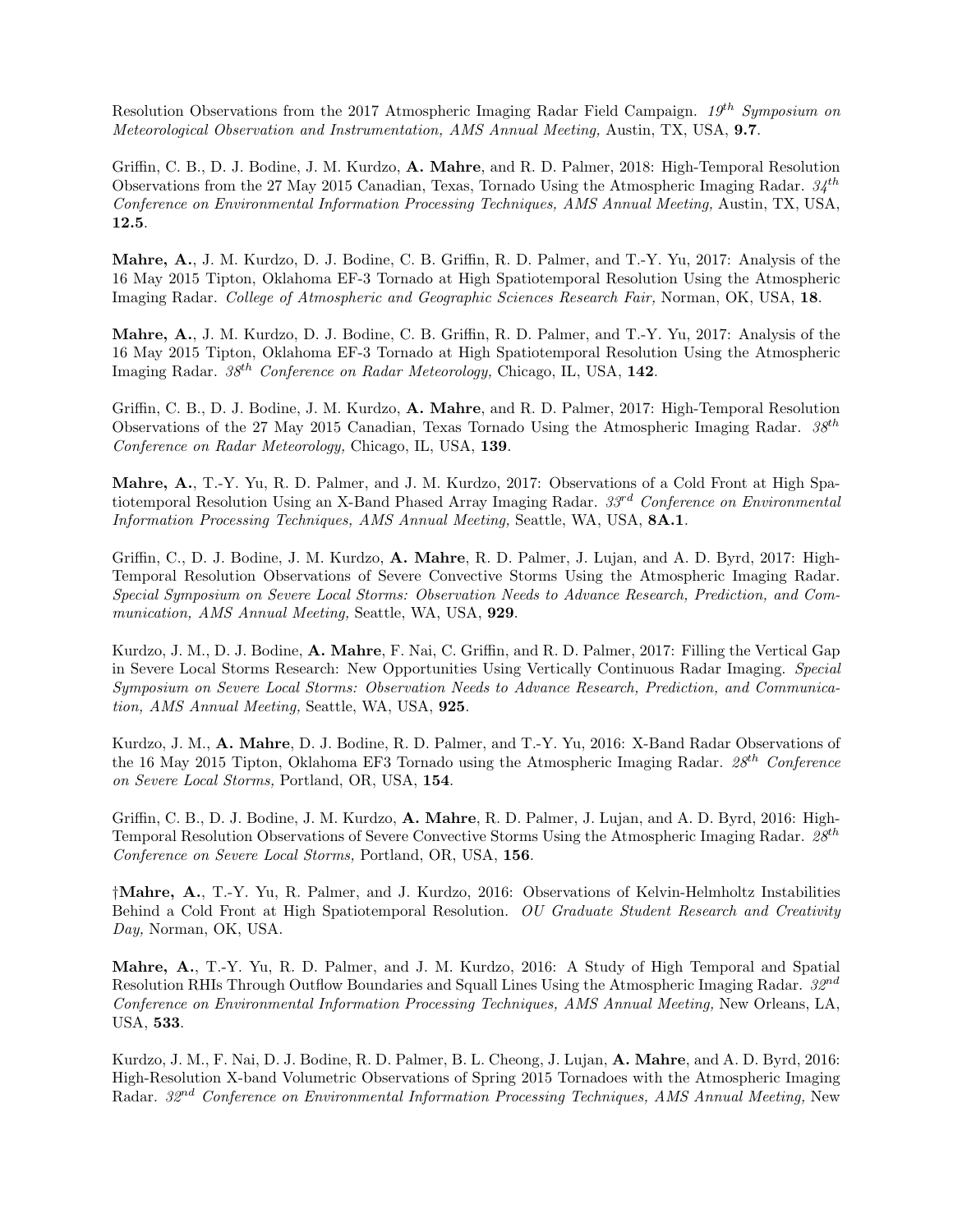Resolution Observations from the 2017 Atmospheric Imaging Radar Field Campaign. *19th Symposium on Meteorological Observation and Instrumentation, AMS Annual Meeting,* Austin, TX, USA, **9.7**.

Griffin, C. B., D. J. Bodine, J. M. Kurzdo, **A. Mahre**, and R. D. Palmer, 2018: High-Temporal Resolution Observations from the 27 May 2015 Canadian, Texas, Tornado Using the Atmospheric Imaging Radar. *34th Conference on Environmental Information Processing Techniques, AMS Annual Meeting,* Austin, TX, USA, **12.5**.

**Mahre, A.**, J. M. Kurzdo, D. J. Bodine, C. B. Griffin, R. D. Palmer, and T.-Y. Yu, 2017: Analysis of the 16 May 2015 Tipton, Oklahoma EF-3 Tornado at High Spatiotemporal Resolution Using the Atmospheric Imaging Radar. *College of Atmospheric and Geographic Sciences Research Fair,* Norman, OK, USA, **18**.

**Mahre, A.**, J. M. Kurzdo, D. J. Bodine, C. B. Griffin, R. D. Palmer, and T.-Y. Yu, 2017: Analysis of the 16 May 2015 Tipton, Oklahoma EF-3 Tornado at High Spatiotemporal Resolution Using the Atmospheric Imaging Radar. *38th Conference on Radar Meteorology,* Chicago, IL, USA, **142**.

Griffin, C. B., D. J. Bodine, J. M. Kurzdo, **A. Mahre**, and R. D. Palmer, 2017: High-Temporal Resolution Observations of the 27 May 2015 Canadian, Texas Tornado Using the Atmospheric Imaging Radar. *38th Conference on Radar Meteorology,* Chicago, IL, USA, **139**.

**Mahre, A.**, T.-Y. Yu, R. D. Palmer, and J. M. Kurzdo, 2017: Observations of a Cold Front at High Spatiotemporal Resolution Using an X-Band Phased Array Imaging Radar. *33rd Conference on Environmental Information Processing Techniques, AMS Annual Meeting,* Seattle, WA, USA, **8A.1**.

Griffin, C., D. J. Bodine, J. M. Kurzdo, **A. Mahre**, R. D. Palmer, J. Lujan, and A. D. Byrd, 2017: High-Temporal Resolution Observations of Severe Convective Storms Using the Atmospheric Imaging Radar. *Special Symposium on Severe Local Storms: Observation Needs to Advance Research, Prediction, and Communication, AMS Annual Meeting,* Seattle, WA, USA, **929**.

Kurdzo, J. M., D. J. Bodine, **A. Mahre**, F. Nai, C. Griffin, and R. D. Palmer, 2017: Filling the Vertical Gap in Severe Local Storms Research: New Opportunities Using Vertically Continuous Radar Imaging. *Special Symposium on Severe Local Storms: Observation Needs to Advance Research, Prediction, and Communication, AMS Annual Meeting,* Seattle, WA, USA, **925**.

Kurdzo, J. M., **A. Mahre**, D. J. Bodine, R. D. Palmer, and T.-Y. Yu, 2016: X-Band Radar Observations of the 16 May 2015 Tipton, Oklahoma EF3 Tornado using the Atmospheric Imaging Radar. *28th Conference on Severe Local Storms,* Portland, OR, USA, **154**.

Griffin, C. B., D. J. Bodine, J. M. Kurzdo, **A. Mahre**, R. D. Palmer, J. Lujan, and A. D. Byrd, 2016: High-Temporal Resolution Observations of Severe Convective Storms Using the Atmospheric Imaging Radar. *28th Conference on Severe Local Storms,* Portland, OR, USA, **156**.

†**Mahre, A.**, T.-Y. Yu, R. Palmer, and J. Kurdzo, 2016: Observations of Kelvin-Helmholtz Instabilities Behind a Cold Front at High Spatiotemporal Resolution. *OU Graduate Student Research and Creativity Day,* Norman, OK, USA.

**Mahre, A.**, T.-Y. Yu, R. D. Palmer, and J. M. Kurzdo, 2016: A Study of High Temporal and Spatial Resolution RHIs Through Outflow Boundaries and Squall Lines Using the Atmospheric Imaging Radar. *32nd Conference on Environmental Information Processing Techniques, AMS Annual Meeting,* New Orleans, LA, USA, **533**.

Kurdzo, J. M., F. Nai, D. J. Bodine, R. D. Palmer, B. L. Cheong, J. Lujan, **A. Mahre**, and A. D. Byrd, 2016: High-Resolution X-band Volumetric Observations of Spring 2015 Tornadoes with the Atmospheric Imaging Radar. *32nd Conference on Environmental Information Processing Techniques, AMS Annual Meeting,* New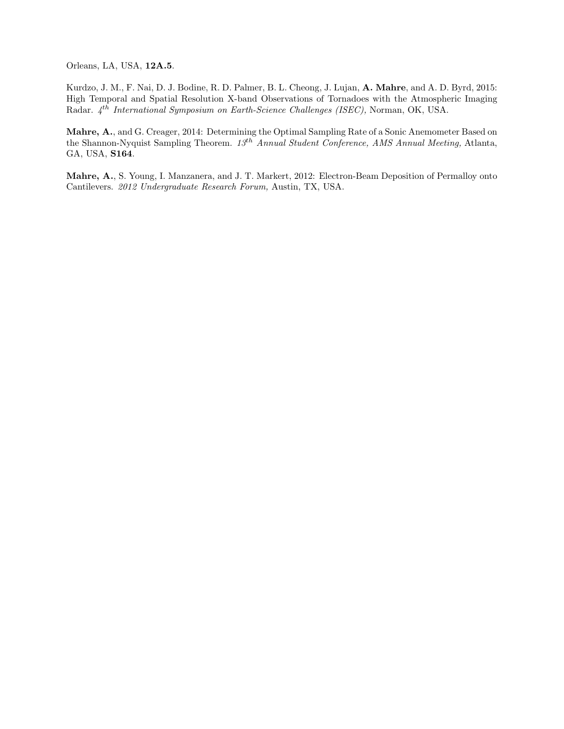Orleans, LA, USA, **12A.5**.

Kurdzo, J. M., F. Nai, D. J. Bodine, R. D. Palmer, B. L. Cheong, J. Lujan, **A. Mahre**, and A. D. Byrd, 2015: High Temporal and Spatial Resolution X-band Observations of Tornadoes with the Atmospheric Imaging Radar. *4th International Symposium on Earth-Science Challenges (ISEC),* Norman, OK, USA.

**Mahre, A.**, and G. Creager, 2014: Determining the Optimal Sampling Rate of a Sonic Anemometer Based on the Shannon-Nyquist Sampling Theorem. *13th Annual Student Conference, AMS Annual Meeting,* Atlanta, GA, USA, **S164**.

**Mahre, A.**, S. Young, I. Manzanera, and J. T. Markert, 2012: Electron-Beam Deposition of Permalloy onto Cantilevers. *2012 Undergraduate Research Forum,* Austin, TX, USA.